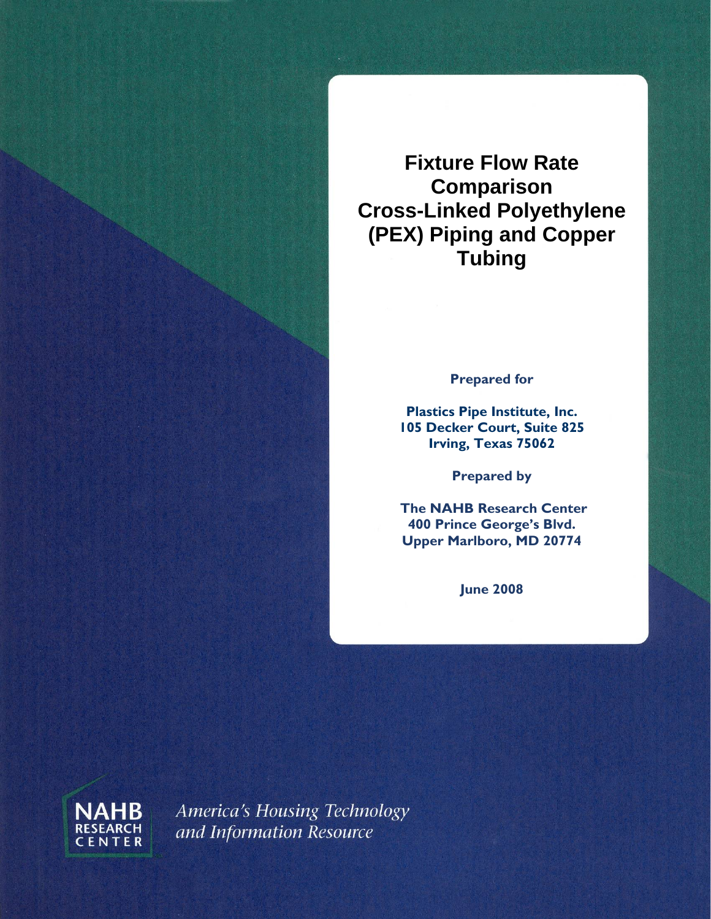# Fixture Flow Rate Comparison Cross-Linked Polyethylene (PEX) Piping and Copper Tubing

**Prepared for**

**Plastics Pipe Institute, Inc.**
**105 Decker Court, Suite 825**
**Irving, Texas 75062**

**Prepared by**

**The NAHB Research Center**
**400 Prince George's Blvd.**
**Upper Marlboro, MD 20774**

**June 2008**

NAHB RESEARCH CENTER

*America's Housing Technology and Information Resource*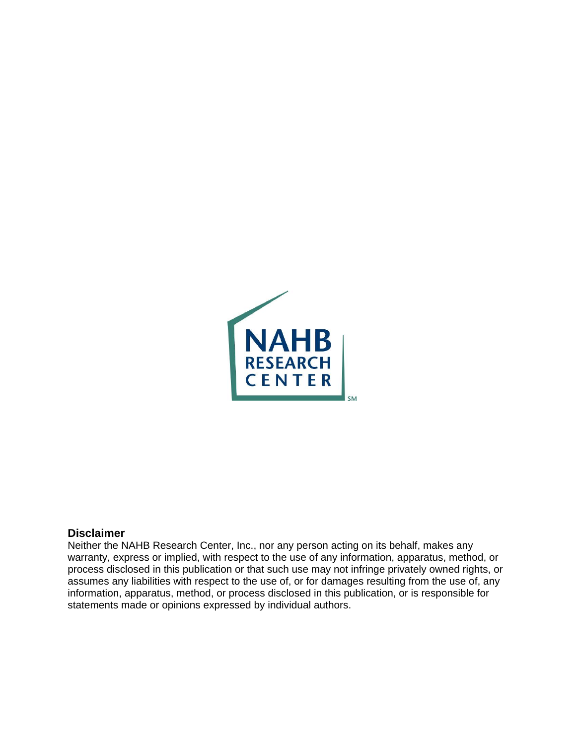**Disclaimer**

Neither the NAHB Research Center, Inc., nor any person acting on its behalf, makes any warranty, express or implied, with respect to the use of any information, apparatus, method, or process disclosed in this publication or that such use may not infringe privately owned rights, or assumes any liabilities with respect to the use of, or for damages resulting from the use of, any information, apparatus, method, or process disclosed in this publication, or is responsible for statements made or opinions expressed by individual authors.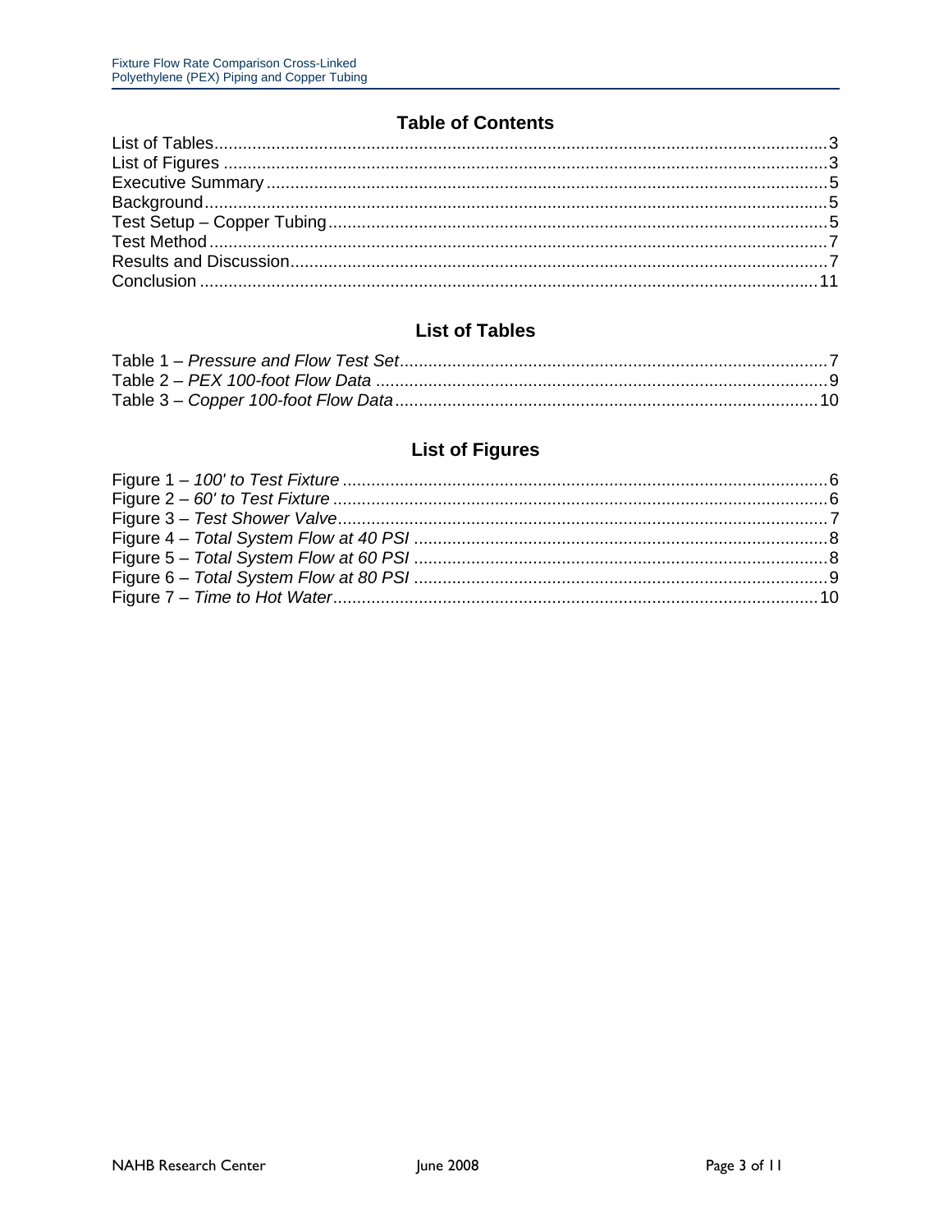## Table of Contents

List of Tables ........................................................................................................................ 3
List of Figures ........................................................................................................................ 3
Executive Summary ................................................................................................................ 5
Background ............................................................................................................................ 5
Test Setup – Copper Tubing ................................................................................................... 5
Test Method ........................................................................................................................... 7
Results and Discussion .......................................................................................................... 7
Conclusion ........................................................................................................................... 11

## List of Tables

Table 1 – *Pressure and Flow Test Set* .................................................................................... 7
Table 2 – *PEX 100-foot Flow Data* ........................................................................................ 9
Table 3 – *Copper 100-foot Flow Data* .................................................................................. 10

## List of Figures

Figure 1 – *100' to Test Fixture* .............................................................................................. 6
Figure 2 – *60' to Test Fixture* ................................................................................................ 6
Figure 3 – *Test Shower Valve* ................................................................................................ 7
Figure 4 – *Total System Flow at 40 PSI* ................................................................................ 8
Figure 5 – *Total System Flow at 60 PSI* ................................................................................ 8
Figure 6 – *Total System Flow at 80 PSI* ................................................................................ 9
Figure 7 – *Time to Hot Water* .............................................................................................. 10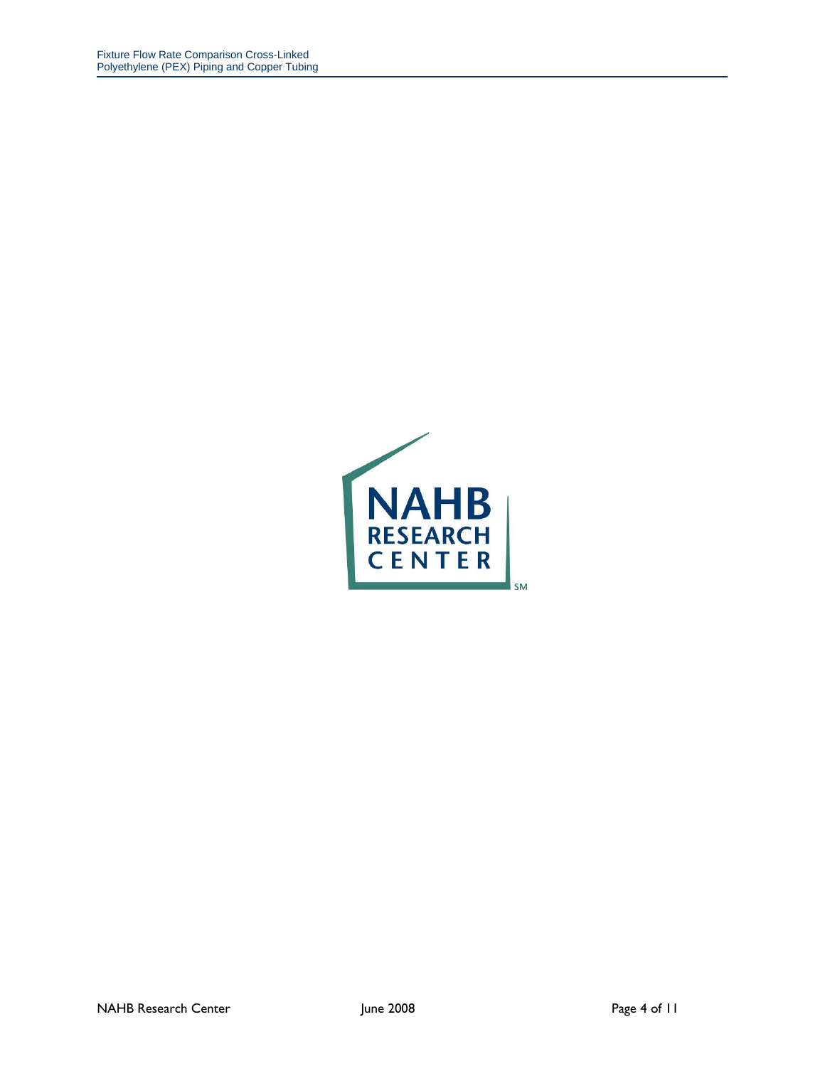NAHB
RESEARCH
CENTER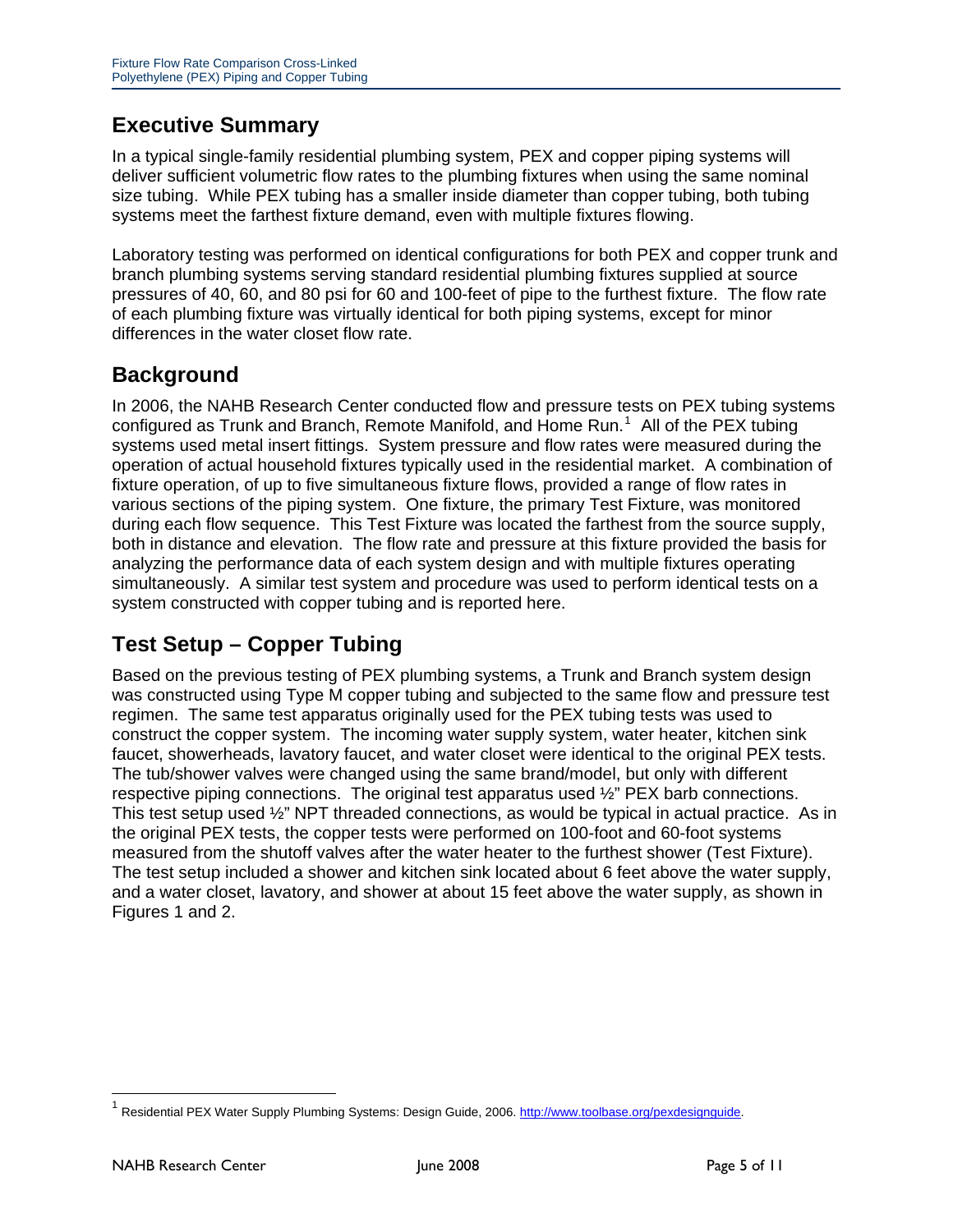## Executive Summary

In a typical single-family residential plumbing system, PEX and copper piping systems will deliver sufficient volumetric flow rates to the plumbing fixtures when using the same nominal size tubing. While PEX tubing has a smaller inside diameter than copper tubing, both tubing systems meet the farthest fixture demand, even with multiple fixtures flowing.

Laboratory testing was performed on identical configurations for both PEX and copper trunk and branch plumbing systems serving standard residential plumbing fixtures supplied at source pressures of 40, 60, and 80 psi for 60 and 100-feet of pipe to the furthest fixture. The flow rate of each plumbing fixture was virtually identical for both piping systems, except for minor differences in the water closet flow rate.

## Background

In 2006, the NAHB Research Center conducted flow and pressure tests on PEX tubing systems configured as Trunk and Branch, Remote Manifold, and Home Run.[1] All of the PEX tubing systems used metal insert fittings. System pressure and flow rates were measured during the operation of actual household fixtures typically used in the residential market. A combination of fixture operation, of up to five simultaneous fixture flows, provided a range of flow rates in various sections of the piping system. One fixture, the primary Test Fixture, was monitored during each flow sequence. This Test Fixture was located the farthest from the source supply, both in distance and elevation. The flow rate and pressure at this fixture provided the basis for analyzing the performance data of each system design and with multiple fixtures operating simultaneously. A similar test system and procedure was used to perform identical tests on a system constructed with copper tubing and is reported here.

## Test Setup – Copper Tubing

Based on the previous testing of PEX plumbing systems, a Trunk and Branch system design was constructed using Type M copper tubing and subjected to the same flow and pressure test regimen. The same test apparatus originally used for the PEX tubing tests was used to construct the copper system. The incoming water supply system, water heater, kitchen sink faucet, showerheads, lavatory faucet, and water closet were identical to the original PEX tests. The tub/shower valves were changed using the same brand/model, but only with different respective piping connections. The original test apparatus used ½" PEX barb connections. This test setup used ½" NPT threaded connections, as would be typical in actual practice. As in the original PEX tests, the copper tests were performed on 100-foot and 60-foot systems measured from the shutoff valves after the water heater to the furthest shower (Test Fixture). The test setup included a shower and kitchen sink located about 6 feet above the water supply, and a water closet, lavatory, and shower at about 15 feet above the water supply, as shown in Figures 1 and 2.

---

[1] Residential PEX Water Supply Plumbing Systems: Design Guide, 2006. http://www.toolbase.org/pexdesignguide.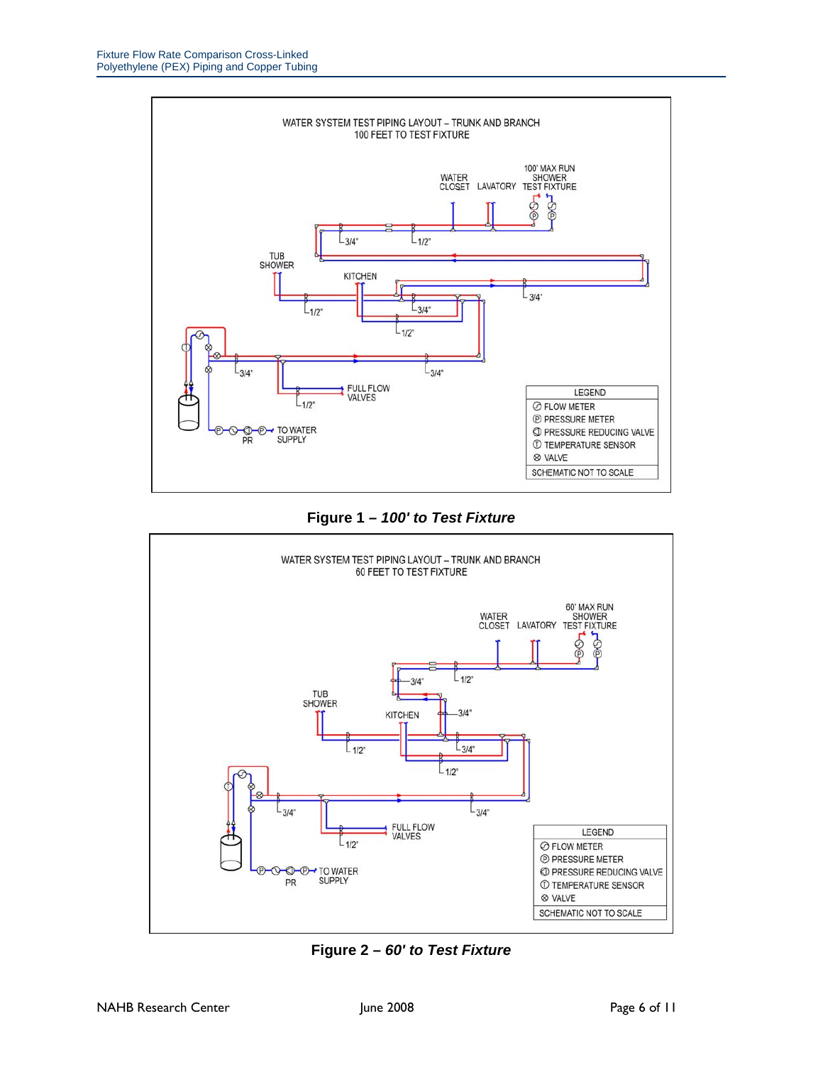**Figure 1 – *100' to Test Fixture***

**Figure 2 – *60' to Test Fixture***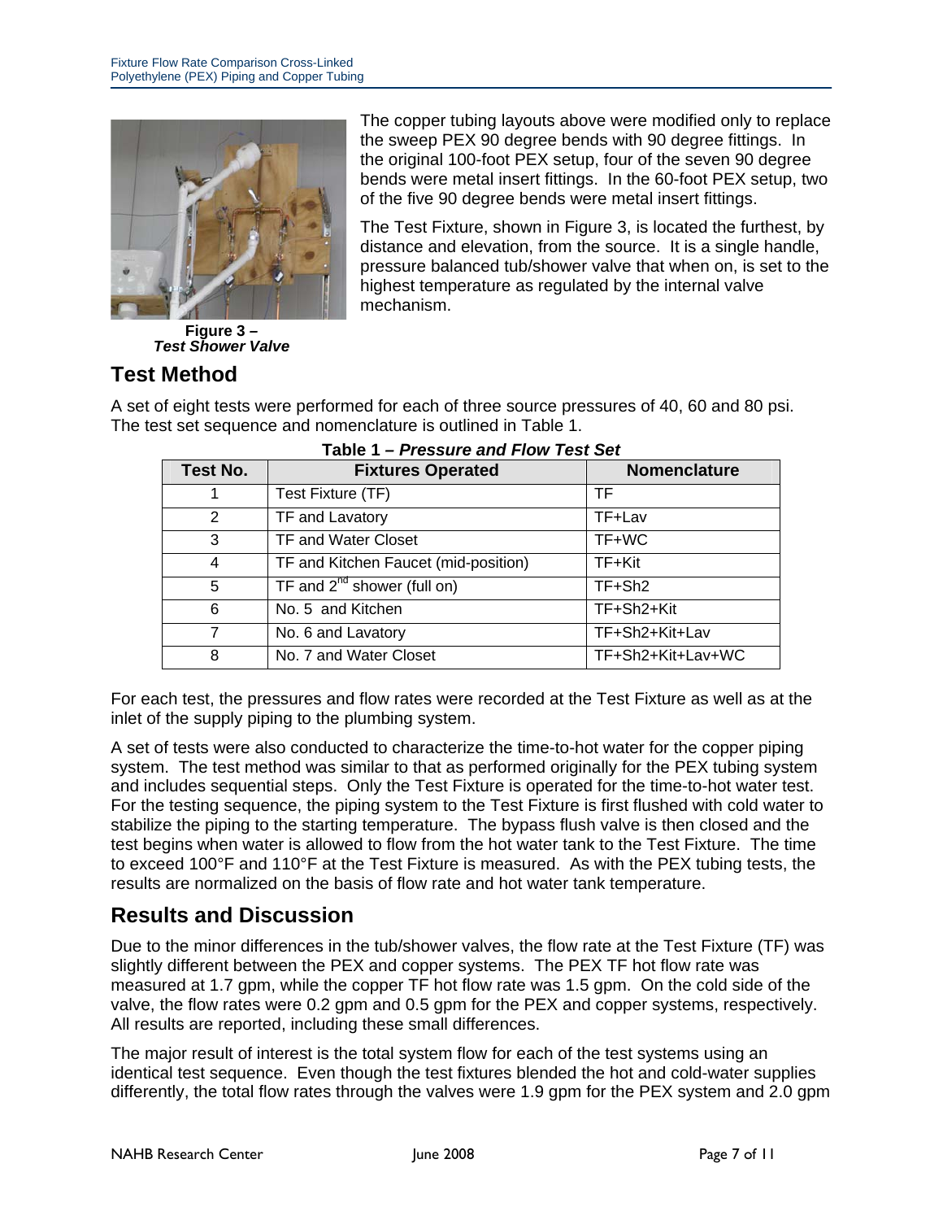The copper tubing layouts above were modified only to replace the sweep PEX 90 degree bends with 90 degree fittings. In the original 100-foot PEX setup, four of the seven 90 degree bends were metal insert fittings. In the 60-foot PEX setup, two of the five 90 degree bends were metal insert fittings.

The Test Fixture, shown in Figure 3, is located the furthest, by distance and elevation, from the source. It is a single handle, pressure balanced tub/shower valve that when on, is set to the highest temperature as regulated by the internal valve mechanism.

**Figure 3 –** ***Test Shower Valve***

## Test Method

A set of eight tests were performed for each of three source pressures of 40, 60 and 80 psi. The test set sequence and nomenclature is outlined in Table 1.

**Table 1 –** ***Pressure and Flow Test Set***

| Test No. | Fixtures Operated | Nomenclature |
|---|---|---|
| 1 | Test Fixture (TF) | TF |
| 2 | TF and Lavatory | TF+Lav |
| 3 | TF and Water Closet | TF+WC |
| 4 | TF and Kitchen Faucet (mid-position) | TF+Kit |
| 5 | TF and 2nd shower (full on) | TF+Sh2 |
| 6 | No. 5 and Kitchen | TF+Sh2+Kit |
| 7 | No. 6 and Lavatory | TF+Sh2+Kit+Lav |
| 8 | No. 7 and Water Closet | TF+Sh2+Kit+Lav+WC |

For each test, the pressures and flow rates were recorded at the Test Fixture as well as at the inlet of the supply piping to the plumbing system.

A set of tests were also conducted to characterize the time-to-hot water for the copper piping system. The test method was similar to that as performed originally for the PEX tubing system and includes sequential steps. Only the Test Fixture is operated for the time-to-hot water test. For the testing sequence, the piping system to the Test Fixture is first flushed with cold water to stabilize the piping to the starting temperature. The bypass flush valve is then closed and the test begins when water is allowed to flow from the hot water tank to the Test Fixture. The time to exceed 100°F and 110°F at the Test Fixture is measured. As with the PEX tubing tests, the results are normalized on the basis of flow rate and hot water tank temperature.

## Results and Discussion

Due to the minor differences in the tub/shower valves, the flow rate at the Test Fixture (TF) was slightly different between the PEX and copper systems. The PEX TF hot flow rate was measured at 1.7 gpm, while the copper TF hot flow rate was 1.5 gpm. On the cold side of the valve, the flow rates were 0.2 gpm and 0.5 gpm for the PEX and copper systems, respectively. All results are reported, including these small differences.

The major result of interest is the total system flow for each of the test systems using an identical test sequence. Even though the test fixtures blended the hot and cold-water supplies differently, the total flow rates through the valves were 1.9 gpm for the PEX system and 2.0 gpm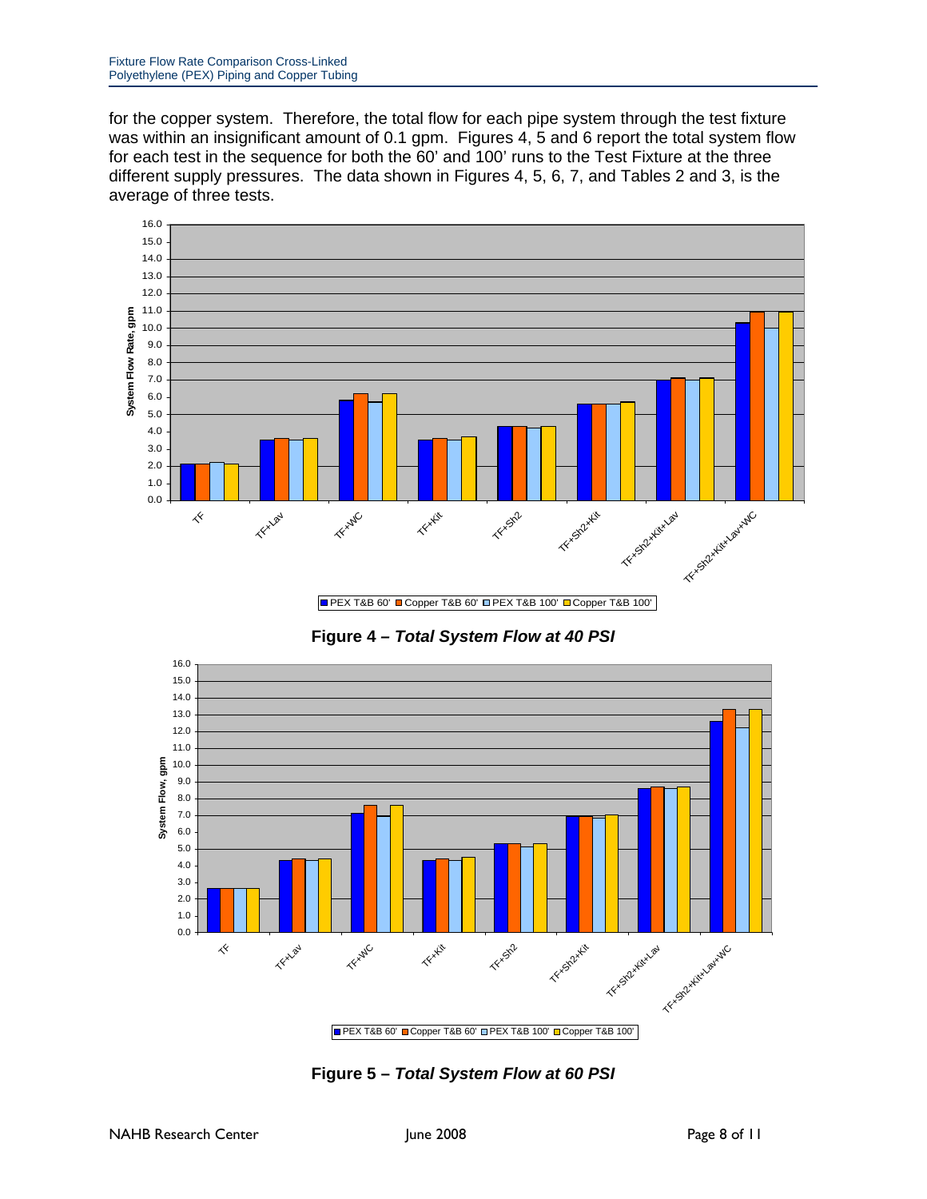for the copper system. Therefore, the total flow for each pipe system through the test fixture was within an insignificant amount of 0.1 gpm. Figures 4, 5 and 6 report the total system flow for each test in the sequence for both the 60' and 100' runs to the Test Fixture at the three different supply pressures. The data shown in Figures 4, 5, 6, 7, and Tables 2 and 3, is the average of three tests.

**Figure 4 – *Total System Flow at 40 PSI***

**Figure 5 – *Total System Flow at 60 PSI***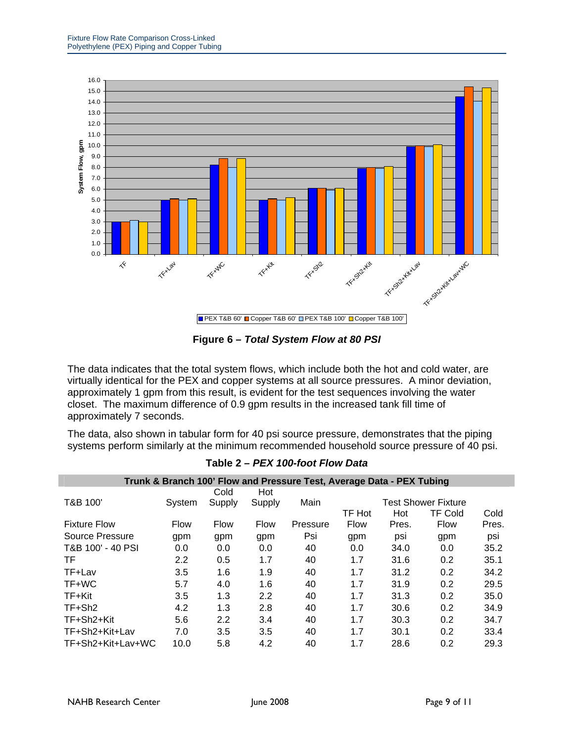**Figure 6 – *Total System Flow at 80 PSI***

The data indicates that the total system flows, which include both the hot and cold water, are virtually identical for the PEX and copper systems at all source pressures. A minor deviation, approximately 1 gpm from this result, is evident for the test sequences involving the water closet. The maximum difference of 0.9 gpm results in the increased tank fill time of approximately 7 seconds.

The data, also shown in tabular form for 40 psi source pressure, demonstrates that the piping systems perform similarly at the minimum recommended household source pressure of 40 psi.

**Table 2 – *PEX 100-foot Flow Data***

| Trunk & Branch 100' Flow and Pressure Test, Average Data - PEX Tubing | | | | | | | | |
|---|---|---|---|---|---|---|---|---|
| T&B 100' | System | Cold Supply | Hot Supply | Main | Test Shower Fixture | | | |
| Fixture Flow | Flow | Flow | Flow | Pressure | TF Hot Flow | Hot Pres. | TF Cold Flow | Cold Pres. |
| Source Pressure | gpm | gpm | gpm | Psi | gpm | psi | gpm | psi |
| T&B 100' - 40 PSI | 0.0 | 0.0 | 0.0 | 40 | 0.0 | 34.0 | 0.0 | 35.2 |
| TF | 2.2 | 0.5 | 1.7 | 40 | 1.7 | 31.6 | 0.2 | 35.1 |
| TF+Lav | 3.5 | 1.6 | 1.9 | 40 | 1.7 | 31.2 | 0.2 | 34.2 |
| TF+WC | 5.7 | 4.0 | 1.6 | 40 | 1.7 | 31.9 | 0.2 | 29.5 |
| TF+Kit | 3.5 | 1.3 | 2.2 | 40 | 1.7 | 31.3 | 0.2 | 35.0 |
| TF+Sh2 | 4.2 | 1.3 | 2.8 | 40 | 1.7 | 30.6 | 0.2 | 34.9 |
| TF+Sh2+Kit | 5.6 | 2.2 | 3.4 | 40 | 1.7 | 30.3 | 0.2 | 34.7 |
| TF+Sh2+Kit+Lav | 7.0 | 3.5 | 3.5 | 40 | 1.7 | 30.1 | 0.2 | 33.4 |
| TF+Sh2+Kit+Lav+WC | 10.0 | 5.8 | 4.2 | 40 | 1.7 | 28.6 | 0.2 | 29.3 |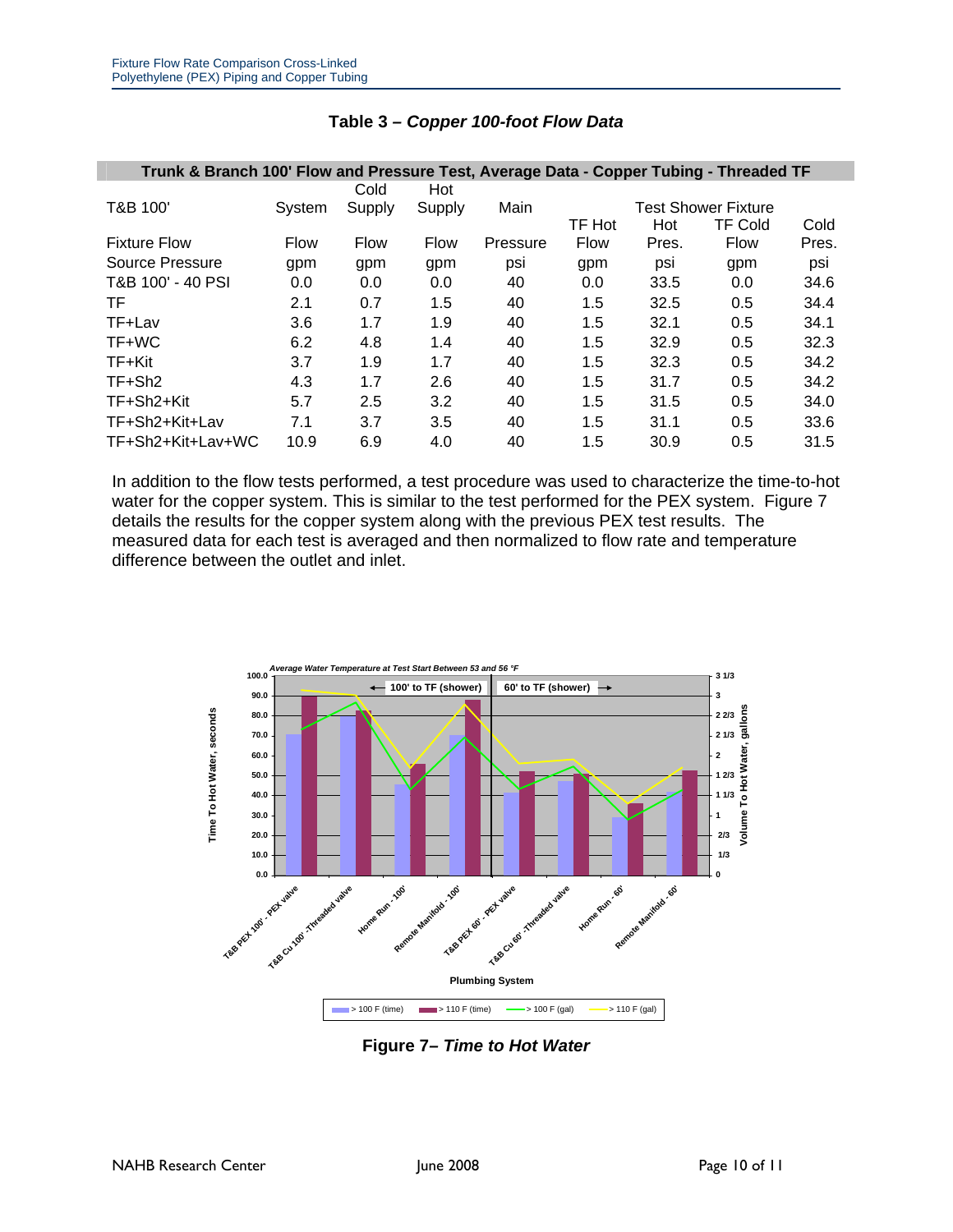**Table 3 – *Copper 100-foot Flow Data***

| Trunk & Branch 100' Flow and Pressure Test, Average Data - Copper Tubing - Threaded TF | | | | | | | | |
|---|---|---|---|---|---|---|---|---|
| T&B 100' | System | Cold Supply | Hot Supply | Main | Test Shower Fixture | | | |
| | | | | | TF Hot | Hot | TF Cold | Cold |
| Fixture Flow | Flow | Flow | Flow | Pressure | Flow | Pres. | Flow | Pres. |
| Source Pressure | gpm | gpm | gpm | psi | gpm | psi | gpm | psi |
| T&B 100' - 40 PSI | 0.0 | 0.0 | 0.0 | 40 | 0.0 | 33.5 | 0.0 | 34.6 |
| TF | 2.1 | 0.7 | 1.5 | 40 | 1.5 | 32.5 | 0.5 | 34.4 |
| TF+Lav | 3.6 | 1.7 | 1.9 | 40 | 1.5 | 32.1 | 0.5 | 34.1 |
| TF+WC | 6.2 | 4.8 | 1.4 | 40 | 1.5 | 32.9 | 0.5 | 32.3 |
| TF+Kit | 3.7 | 1.9 | 1.7 | 40 | 1.5 | 32.3 | 0.5 | 34.2 |
| TF+Sh2 | 4.3 | 1.7 | 2.6 | 40 | 1.5 | 31.7 | 0.5 | 34.2 |
| TF+Sh2+Kit | 5.7 | 2.5 | 3.2 | 40 | 1.5 | 31.5 | 0.5 | 34.0 |
| TF+Sh2+Kit+Lav | 7.1 | 3.7 | 3.5 | 40 | 1.5 | 31.1 | 0.5 | 33.6 |
| TF+Sh2+Kit+Lav+WC | 10.9 | 6.9 | 4.0 | 40 | 1.5 | 30.9 | 0.5 | 31.5 |

In addition to the flow tests performed, a test procedure was used to characterize the time-to-hot water for the copper system. This is similar to the test performed for the PEX system. Figure 7 details the results for the copper system along with the previous PEX test results. The measured data for each test is averaged and then normalized to flow rate and temperature difference between the outlet and inlet.

**Figure 7– *Time to Hot Water***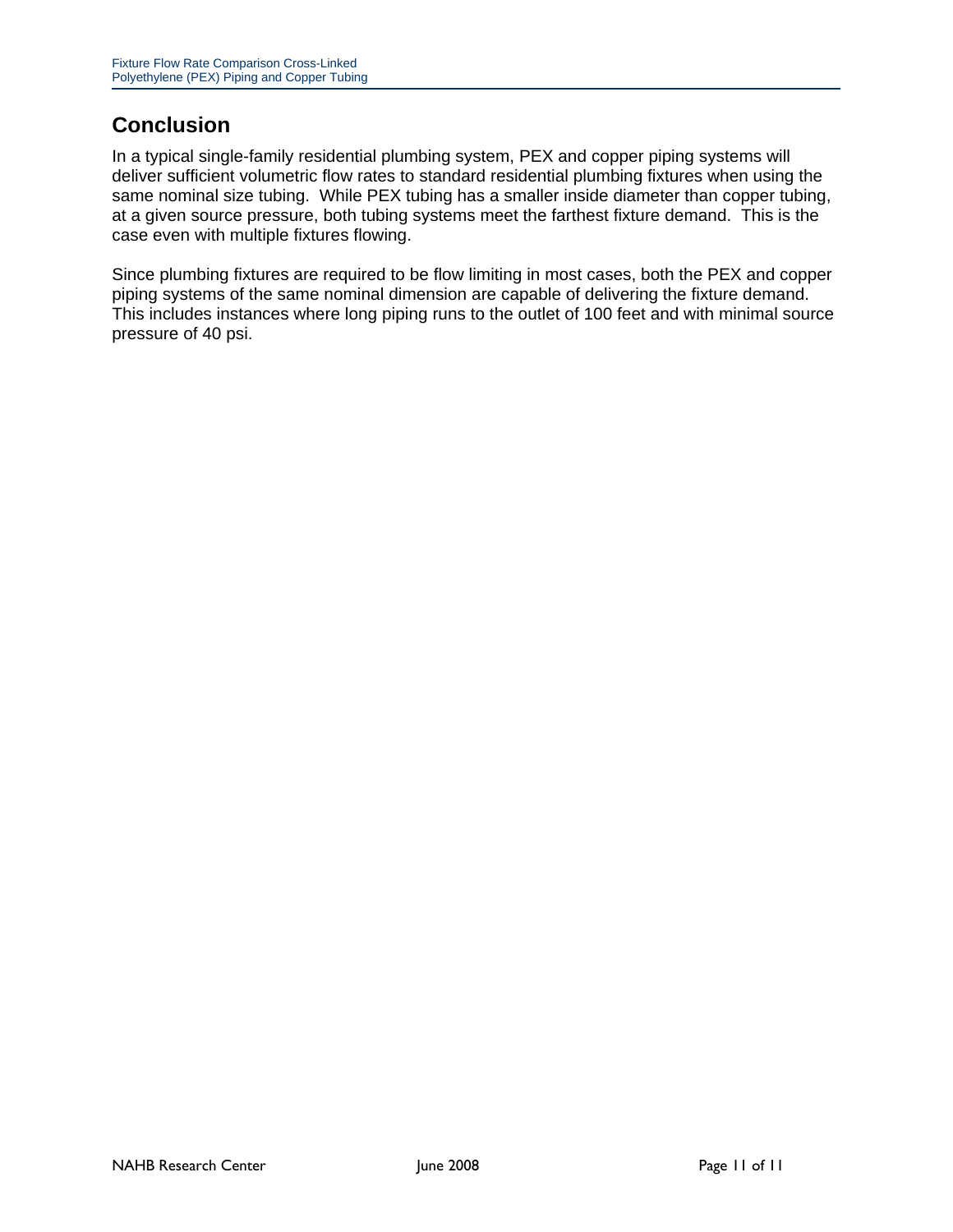## Conclusion

In a typical single-family residential plumbing system, PEX and copper piping systems will deliver sufficient volumetric flow rates to standard residential plumbing fixtures when using the same nominal size tubing. While PEX tubing has a smaller inside diameter than copper tubing, at a given source pressure, both tubing systems meet the farthest fixture demand. This is the case even with multiple fixtures flowing.

Since plumbing fixtures are required to be flow limiting in most cases, both the PEX and copper piping systems of the same nominal dimension are capable of delivering the fixture demand. This includes instances where long piping runs to the outlet of 100 feet and with minimal source pressure of 40 psi.